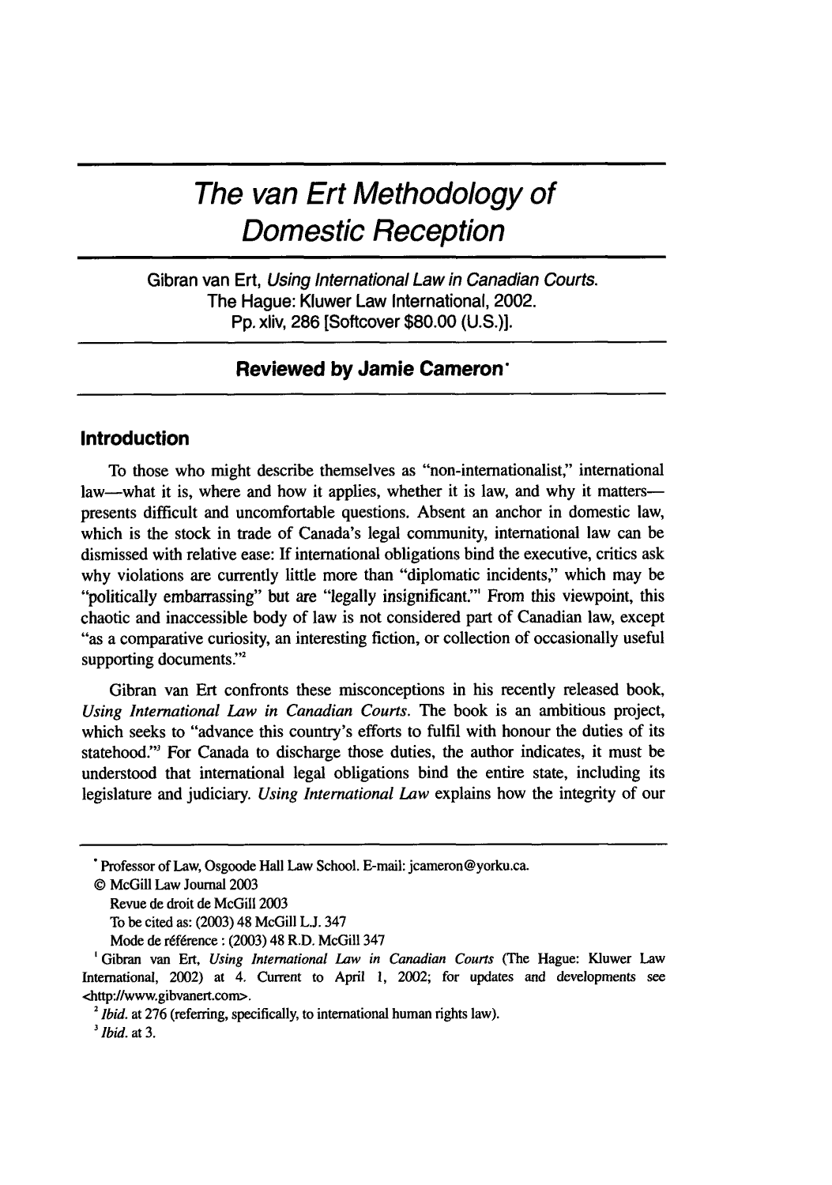# The van Ert Methodology of Domestic Reception

Gibran van Ert, *Using International Law in Canadian Courts*. The Hague: Kluwer Law International, 2002. Pp. xliv, 286 [Softcover $80.00 (U.S.)].

**Reviewed by Jamie Cameron***

## Introduction

To those who might describe themselves as "non-internationalist," international law—what it is, where and how it applies, whether it is law, and why it matters—presents difficult and uncomfortable questions. Absent an anchor in domestic law, which is the stock in trade of Canada's legal community, international law can be dismissed with relative ease: If international obligations bind the executive, critics ask why violations are currently little more than "diplomatic incidents," which may be "politically embarrassing" but are "legally insignificant."[1] From this viewpoint, this chaotic and inaccessible body of law is not considered part of Canadian law, except "as a comparative curiosity, an interesting fiction, or collection of occasionally useful supporting documents."[2]

Gibran van Ert confronts these misconceptions in his recently released book, *Using International Law in Canadian Courts*. The book is an ambitious project, which seeks to "advance this country's efforts to fulfil with honour the duties of its statehood."[3] For Canada to discharge those duties, the author indicates, it must be understood that international legal obligations bind the entire state, including its legislature and judiciary. *Using International Law* explains how the integrity of our

---

\* Professor of Law, Osgoode Hall Law School. E-mail: jcameron@yorku.ca.

© McGill Law Journal 2003
Revue de droit de McGill 2003
To be cited as: (2003) 48 McGill L.J. 347
Mode de référence : (2003) 48 R.D. McGill 347

[1] Gibran van Ert, *Using International Law in Canadian Courts* (The Hague: Kluwer Law International, 2002) at 4. Current to April 1, 2002; for updates and developments see <http://www.gibvanert.com>.

[2] *Ibid.* at 276 (referring, specifically, to international human rights law).

[3] *Ibid.* at 3.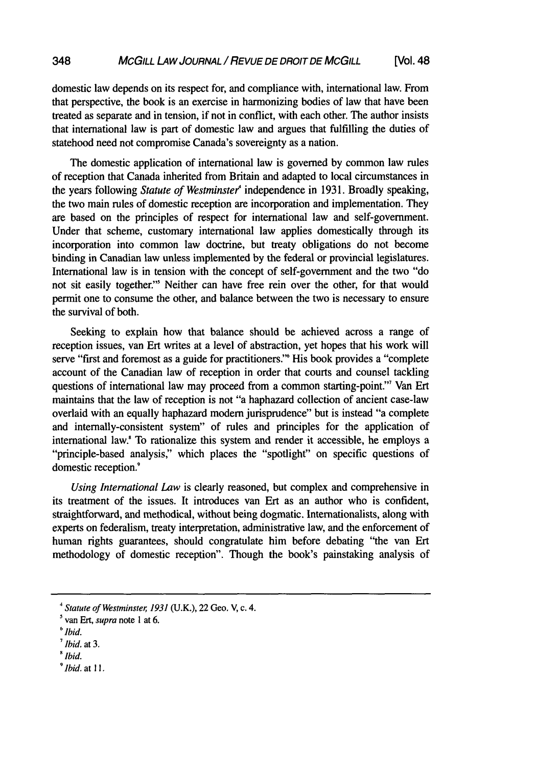domestic law depends on its respect for, and compliance with, international law. From that perspective, the book is an exercise in harmonizing bodies of law that have been treated as separate and in tension, if not in conflict, with each other. The author insists that international law is part of domestic law and argues that fulfilling the duties of statehood need not compromise Canada's sovereignty as a nation.

The domestic application of international law is governed by common law rules of reception that Canada inherited from Britain and adapted to local circumstances in the years following *Statute of Westminster*[4] independence in 1931. Broadly speaking, the two main rules of domestic reception are incorporation and implementation. They are based on the principles of respect for international law and self-government. Under that scheme, customary international law applies domestically through its incorporation into common law doctrine, but treaty obligations do not become binding in Canadian law unless implemented by the federal or provincial legislatures. International law is in tension with the concept of self-government and the two "do not sit easily together."[5] Neither can have free rein over the other, for that would permit one to consume the other, and balance between the two is necessary to ensure the survival of both.

Seeking to explain how that balance should be achieved across a range of reception issues, van Ert writes at a level of abstraction, yet hopes that his work will serve "first and foremost as a guide for practitioners."[6] His book provides a "complete account of the Canadian law of reception in order that courts and counsel tackling questions of international law may proceed from a common starting-point."[7] Van Ert maintains that the law of reception is not "a haphazard collection of ancient case-law overlaid with an equally haphazard modern jurisprudence" but is instead "a complete and internally-consistent system" of rules and principles for the application of international law.[8] To rationalize this system and render it accessible, he employs a "principle-based analysis," which places the "spotlight" on specific questions of domestic reception.[9]

*Using International Law* is clearly reasoned, but complex and comprehensive in its treatment of the issues. It introduces van Ert as an author who is confident, straightforward, and methodical, without being dogmatic. Internationalists, along with experts on federalism, treaty interpretation, administrative law, and the enforcement of human rights guarantees, should congratulate him before debating "the van Ert methodology of domestic reception". Though the book's painstaking analysis of

---

[4] *Statute of Westminster, 1931* (U.K.), 22 Geo. V, c. 4.

[5] van Ert, *supra* note 1 at 6.

[6] *Ibid.*

[7] *Ibid.* at 3.

[8] *Ibid.*

[9] *Ibid.* at 11.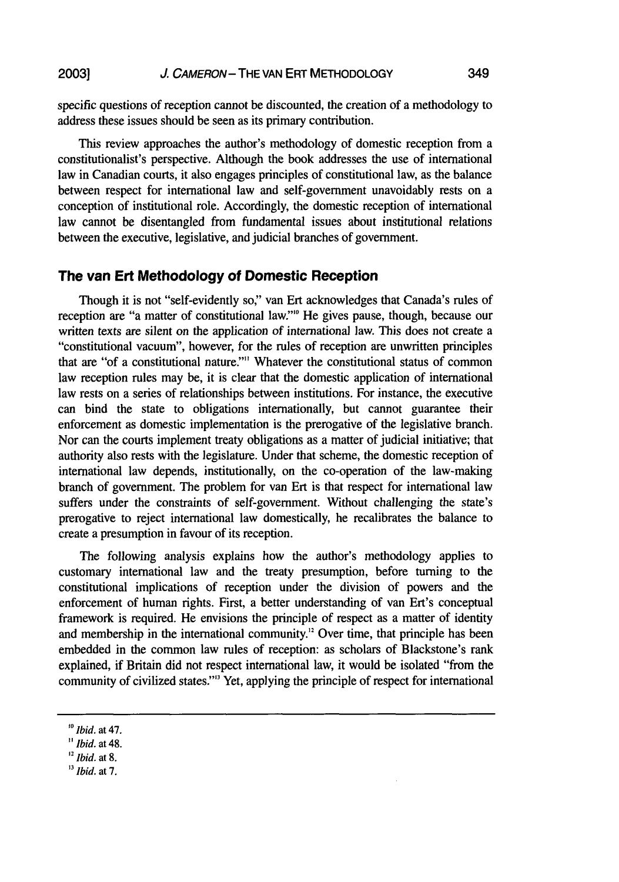specific questions of reception cannot be discounted, the creation of a methodology to address these issues should be seen as its primary contribution.

This review approaches the author's methodology of domestic reception from a constitutionalist's perspective. Although the book addresses the use of international law in Canadian courts, it also engages principles of constitutional law, as the balance between respect for international law and self-government unavoidably rests on a conception of institutional role. Accordingly, the domestic reception of international law cannot be disentangled from fundamental issues about institutional relations between the executive, legislative, and judicial branches of government.

## The van Ert Methodology of Domestic Reception

Though it is not "self-evidently so," van Ert acknowledges that Canada's rules of reception are "a matter of constitutional law."[10] He gives pause, though, because our written texts are silent on the application of international law. This does not create a "constitutional vacuum", however, for the rules of reception are unwritten principles that are "of a constitutional nature."[11] Whatever the constitutional status of common law reception rules may be, it is clear that the domestic application of international law rests on a series of relationships between institutions. For instance, the executive can bind the state to obligations internationally, but cannot guarantee their enforcement as domestic implementation is the prerogative of the legislative branch. Nor can the courts implement treaty obligations as a matter of judicial initiative; that authority also rests with the legislature. Under that scheme, the domestic reception of international law depends, institutionally, on the co-operation of the law-making branch of government. The problem for van Ert is that respect for international law suffers under the constraints of self-government. Without challenging the state's prerogative to reject international law domestically, he recalibrates the balance to create a presumption in favour of its reception.

The following analysis explains how the author's methodology applies to customary international law and the treaty presumption, before turning to the constitutional implications of reception under the division of powers and the enforcement of human rights. First, a better understanding of van Ert's conceptual framework is required. He envisions the principle of respect as a matter of identity and membership in the international community.[12] Over time, that principle has been embedded in the common law rules of reception: as scholars of Blackstone's rank explained, if Britain did not respect international law, it would be isolated "from the community of civilized states."[13] Yet, applying the principle of respect for international

---

[10] *Ibid.* at 47.

[11] *Ibid.* at 48.

[12] *Ibid.* at 8.

[13] *Ibid.* at 7.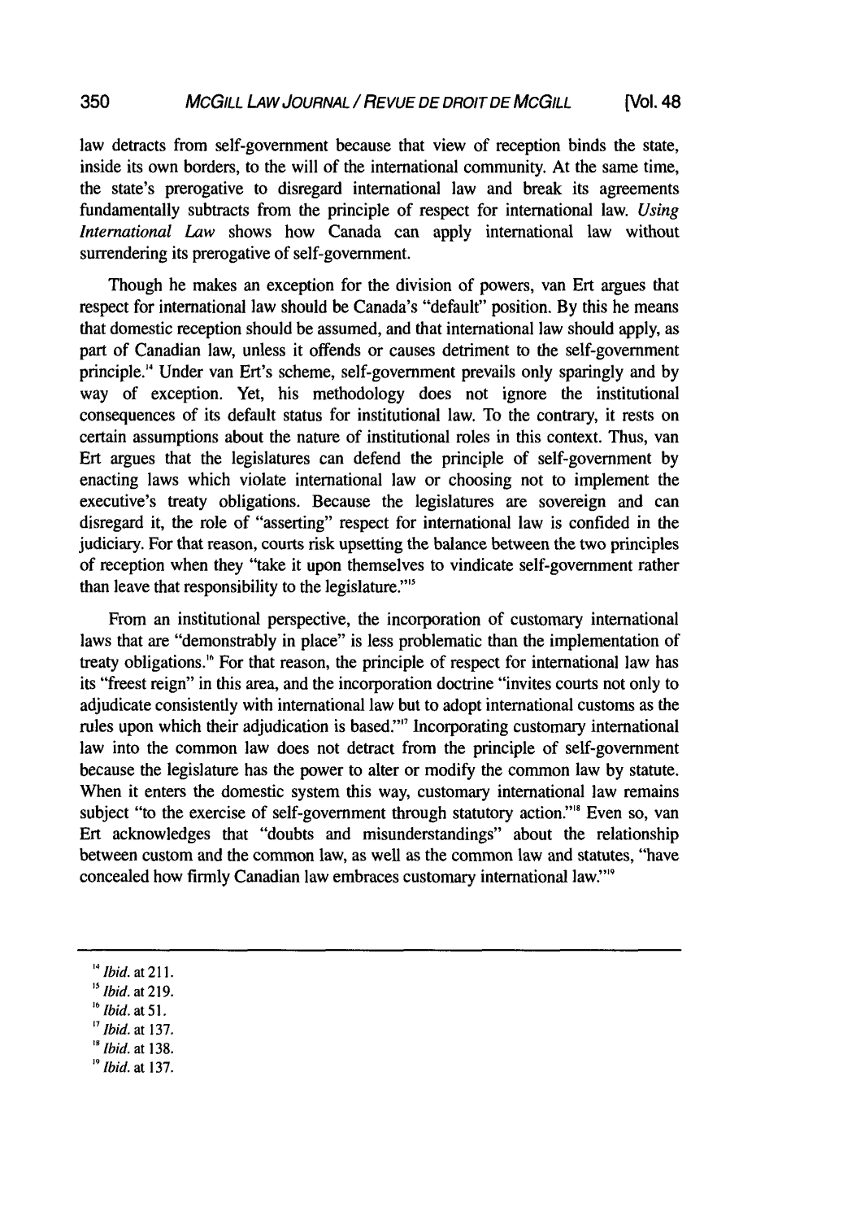law detracts from self-government because that view of reception binds the state, inside its own borders, to the will of the international community. At the same time, the state's prerogative to disregard international law and break its agreements fundamentally subtracts from the principle of respect for international law. *Using International Law* shows how Canada can apply international law without surrendering its prerogative of self-government.

Though he makes an exception for the division of powers, van Ert argues that respect for international law should be Canada's "default" position. By this he means that domestic reception should be assumed, and that international law should apply, as part of Canadian law, unless it offends or causes detriment to the self-government principle.[14] Under van Ert's scheme, self-government prevails only sparingly and by way of exception. Yet, his methodology does not ignore the institutional consequences of its default status for institutional law. To the contrary, it rests on certain assumptions about the nature of institutional roles in this context. Thus, van Ert argues that the legislatures can defend the principle of self-government by enacting laws which violate international law or choosing not to implement the executive's treaty obligations. Because the legislatures are sovereign and can disregard it, the role of "asserting" respect for international law is confided in the judiciary. For that reason, courts risk upsetting the balance between the two principles of reception when they "take it upon themselves to vindicate self-government rather than leave that responsibility to the legislature."[15]

From an institutional perspective, the incorporation of customary international laws that are "demonstrably in place" is less problematic than the implementation of treaty obligations.[16] For that reason, the principle of respect for international law has its "freest reign" in this area, and the incorporation doctrine "invites courts not only to adjudicate consistently with international law but to adopt international customs as the rules upon which their adjudication is based."[17] Incorporating customary international law into the common law does not detract from the principle of self-government because the legislature has the power to alter or modify the common law by statute. When it enters the domestic system this way, customary international law remains subject "to the exercise of self-government through statutory action."[18] Even so, van Ert acknowledges that "doubts and misunderstandings" about the relationship between custom and the common law, as well as the common law and statutes, "have concealed how firmly Canadian law embraces customary international law."[19]

---

[14] *Ibid.* at 211.

[15] *Ibid.* at 219.

[16] *Ibid.* at 51.

[17] *Ibid.* at 137.

[18] *Ibid.* at 138.

[19] *Ibid.* at 137.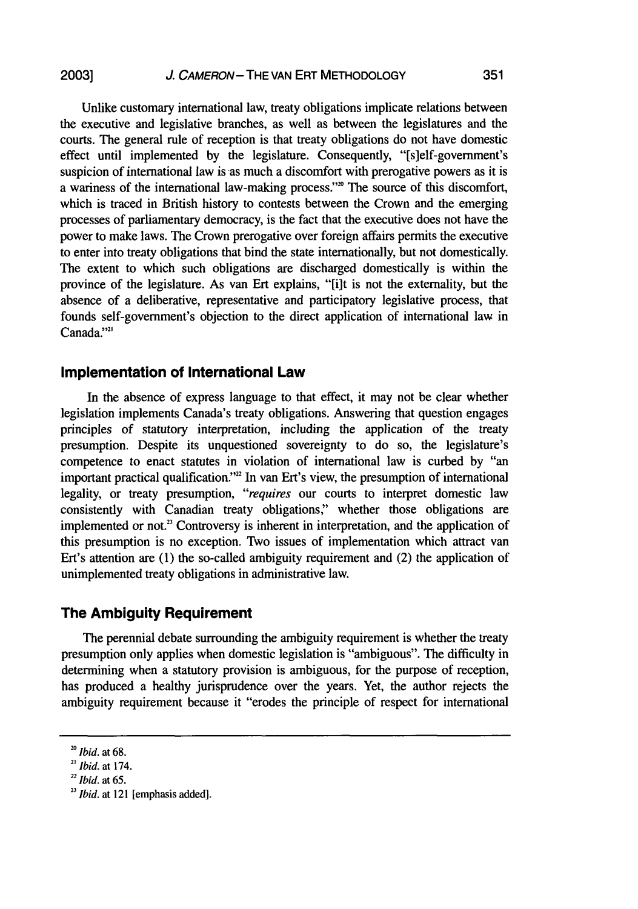Unlike customary international law, treaty obligations implicate relations between the executive and legislative branches, as well as between the legislatures and the courts. The general rule of reception is that treaty obligations do not have domestic effect until implemented by the legislature. Consequently, "[s]elf-government's suspicion of international law is as much a discomfort with prerogative powers as it is a wariness of the international law-making process."[20] The source of this discomfort, which is traced in British history to contests between the Crown and the emerging processes of parliamentary democracy, is the fact that the executive does not have the power to make laws. The Crown prerogative over foreign affairs permits the executive to enter into treaty obligations that bind the state internationally, but not domestically. The extent to which such obligations are discharged domestically is within the province of the legislature. As van Ert explains, "[i]t is not the externality, but the absence of a deliberative, representative and participatory legislative process, that founds self-government's objection to the direct application of international law in Canada."[21]

## Implementation of International Law

In the absence of express language to that effect, it may not be clear whether legislation implements Canada's treaty obligations. Answering that question engages principles of statutory interpretation, including the application of the treaty presumption. Despite its unquestioned sovereignty to do so, the legislature's competence to enact statutes in violation of international law is curbed by "an important practical qualification."[22] In van Ert's view, the presumption of international legality, or treaty presumption, "*requires* our courts to interpret domestic law consistently with Canadian treaty obligations," whether those obligations are implemented or not.[23] Controversy is inherent in interpretation, and the application of this presumption is no exception. Two issues of implementation which attract van Ert's attention are (1) the so-called ambiguity requirement and (2) the application of unimplemented treaty obligations in administrative law.

## The Ambiguity Requirement

The perennial debate surrounding the ambiguity requirement is whether the treaty presumption only applies when domestic legislation is "ambiguous". The difficulty in determining when a statutory provision is ambiguous, for the purpose of reception, has produced a healthy jurisprudence over the years. Yet, the author rejects the ambiguity requirement because it "erodes the principle of respect for international

---

[20] *Ibid.* at 68.

[21] *Ibid.* at 174.

[22] *Ibid.* at 65.

[23] *Ibid.* at 121 [emphasis added].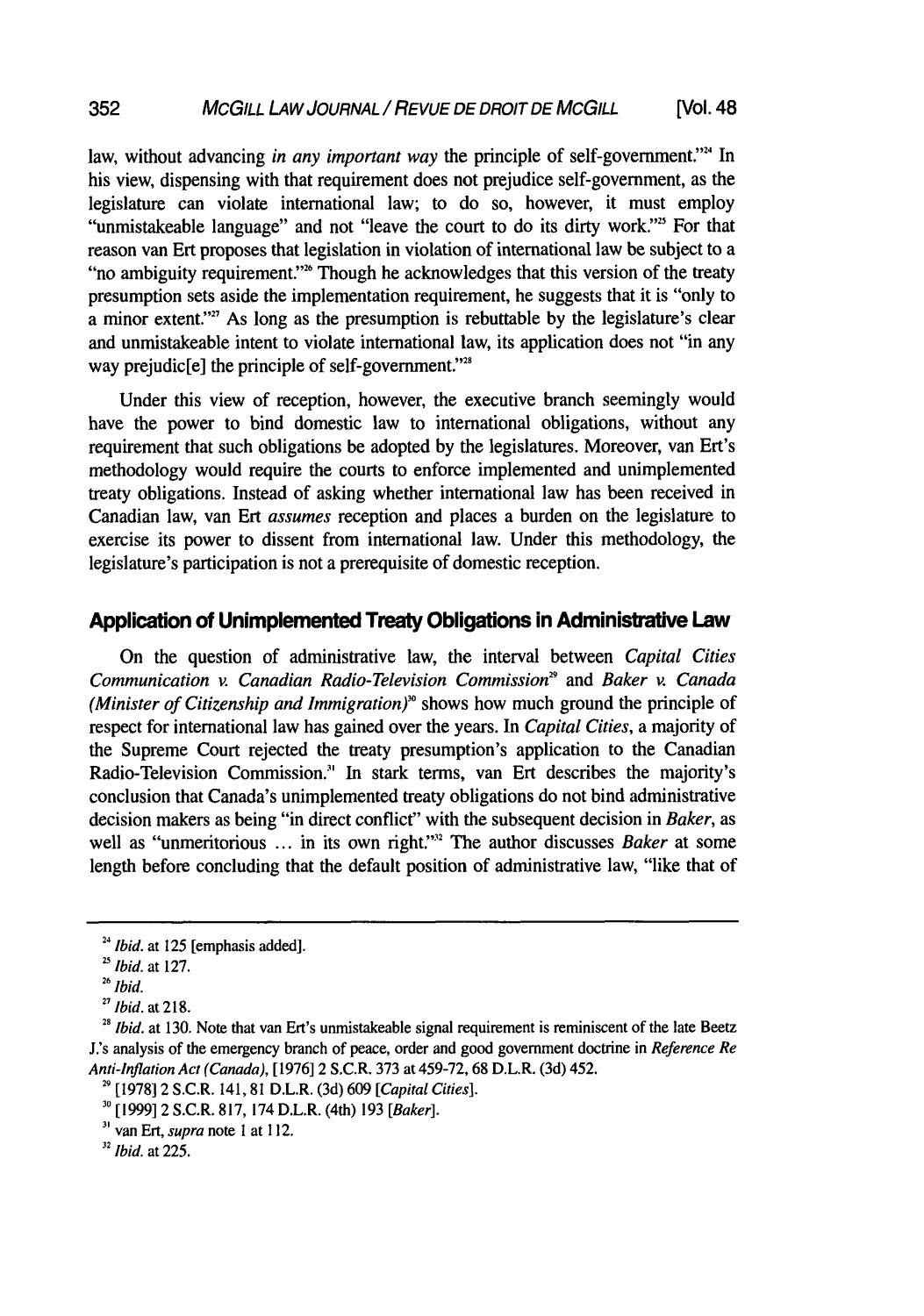law, without advancing *in any important way* the principle of self-government."[24] In his view, dispensing with that requirement does not prejudice self-government, as the legislature can violate international law; to do so, however, it must employ "unmistakeable language" and not "leave the court to do its dirty work."[25] For that reason van Ert proposes that legislation in violation of international law be subject to a "no ambiguity requirement."[26] Though he acknowledges that this version of the treaty presumption sets aside the implementation requirement, he suggests that it is "only to a minor extent."[27] As long as the presumption is rebuttable by the legislature's clear and unmistakeable intent to violate international law, its application does not "in any way prejudic[e] the principle of self-government."[28]

Under this view of reception, however, the executive branch seemingly would have the power to bind domestic law to international obligations, without any requirement that such obligations be adopted by the legislatures. Moreover, van Ert's methodology would require the courts to enforce implemented and unimplemented treaty obligations. Instead of asking whether international law has been received in Canadian law, van Ert *assumes* reception and places a burden on the legislature to exercise its power to dissent from international law. Under this methodology, the legislature's participation is not a prerequisite of domestic reception.

## Application of Unimplemented Treaty Obligations in Administrative Law

On the question of administrative law, the interval between *Capital Cities Communication v. Canadian Radio-Television Commission*[29] and *Baker v. Canada (Minister of Citizenship and Immigration)*[30] shows how much ground the principle of respect for international law has gained over the years. In *Capital Cities*, a majority of the Supreme Court rejected the treaty presumption's application to the Canadian Radio-Television Commission.[31] In stark terms, van Ert describes the majority's conclusion that Canada's unimplemented treaty obligations do not bind administrative decision makers as being "in direct conflict" with the subsequent decision in *Baker*, as well as "unmeritorious ... in its own right."[32] The author discusses *Baker* at some length before concluding that the default position of administrative law, "like that of

---

[24] *Ibid.* at 125 [emphasis added].

[25] *Ibid.* at 127.

[26] *Ibid.*

[27] *Ibid.* at 218.

[28] *Ibid.* at 130. Note that van Ert's unmistakeable signal requirement is reminiscent of the late Beetz J.'s analysis of the emergency branch of peace, order and good government doctrine in *Reference Re Anti-Inflation Act (Canada)*, [1976] 2 S.C.R. 373 at 459-72, 68 D.L.R. (3d) 452.

[29] [1978] 2 S.C.R. 141, 81 D.L.R. (3d) 609 [*Capital Cities*].

[30] [1999] 2 S.C.R. 817, 174 D.L.R. (4th) 193 [*Baker*].

[31] van Ert, *supra* note 1 at 112.

[32] *Ibid.* at 225.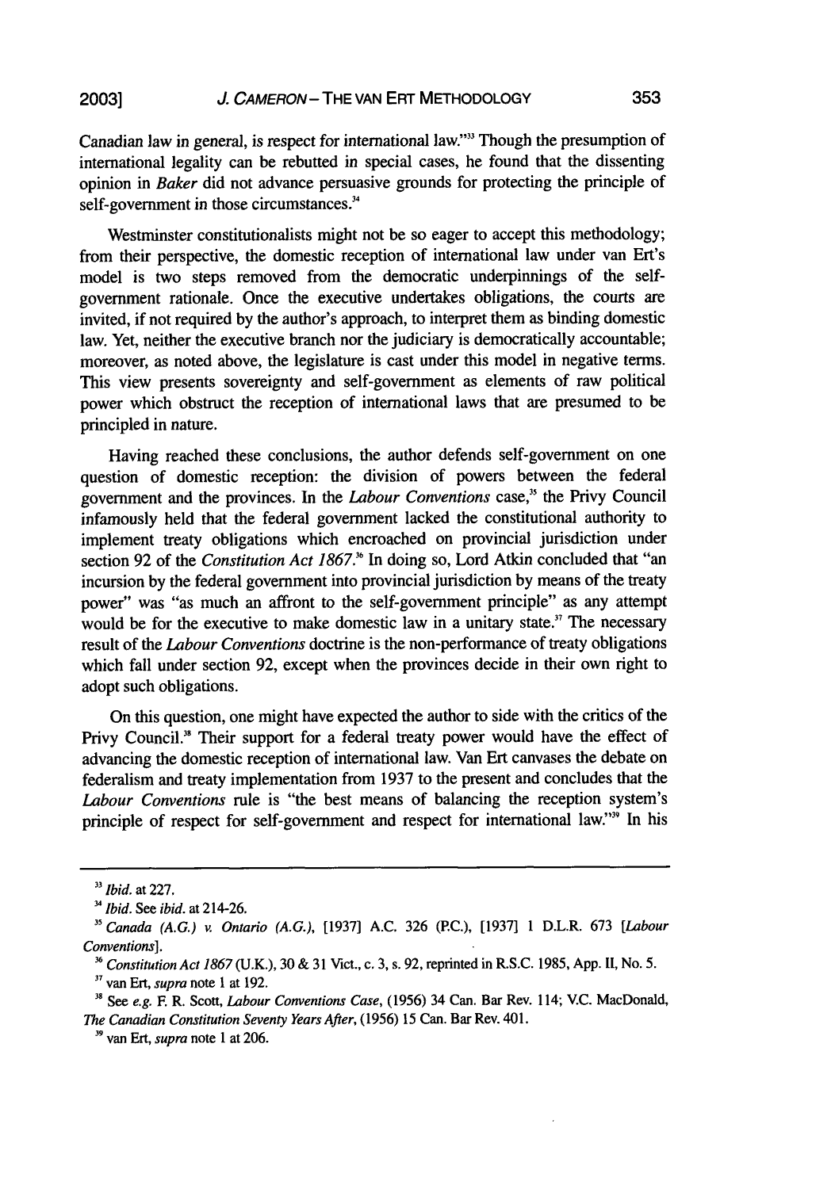Canadian law in general, is respect for international law."[33] Though the presumption of international legality can be rebutted in special cases, he found that the dissenting opinion in *Baker* did not advance persuasive grounds for protecting the principle of self-government in those circumstances.[34]

Westminster constitutionalists might not be so eager to accept this methodology; from their perspective, the domestic reception of international law under van Ert's model is two steps removed from the democratic underpinnings of the self-government rationale. Once the executive undertakes obligations, the courts are invited, if not required by the author's approach, to interpret them as binding domestic law. Yet, neither the executive branch nor the judiciary is democratically accountable; moreover, as noted above, the legislature is cast under this model in negative terms. This view presents sovereignty and self-government as elements of raw political power which obstruct the reception of international laws that are presumed to be principled in nature.

Having reached these conclusions, the author defends self-government on one question of domestic reception: the division of powers between the federal government and the provinces. In the *Labour Conventions* case,[35] the Privy Council infamously held that the federal government lacked the constitutional authority to implement treaty obligations which encroached on provincial jurisdiction under section 92 of the *Constitution Act 1867*.[36] In doing so, Lord Atkin concluded that "an incursion by the federal government into provincial jurisdiction by means of the treaty power" was "as much an affront to the self-government principle" as any attempt would be for the executive to make domestic law in a unitary state.[37] The necessary result of the *Labour Conventions* doctrine is the non-performance of treaty obligations which fall under section 92, except when the provinces decide in their own right to adopt such obligations.

On this question, one might have expected the author to side with the critics of the Privy Council.[38] Their support for a federal treaty power would have the effect of advancing the domestic reception of international law. Van Ert canvases the debate on federalism and treaty implementation from 1937 to the present and concludes that the *Labour Conventions* rule is "the best means of balancing the reception system's principle of respect for self-government and respect for international law."[39] In his

---

[33] *Ibid.* at 227.

[34] *Ibid.* See *ibid.* at 214-26.

[35] *Canada (A.G.) v. Ontario (A.G.)*, [1937] A.C. 326 (P.C.), [1937] 1 D.L.R. 673 [*Labour Conventions*].

[36] *Constitution Act 1867* (U.K.), 30 & 31 Vict., c. 3, s. 92, reprinted in R.S.C. 1985, App. II, No. 5.

[37] van Ert, *supra* note 1 at 192.

[38] See *e.g.* F. R. Scott, *Labour Conventions Case*, (1956) 34 Can. Bar Rev. 114; V.C. MacDonald, *The Canadian Constitution Seventy Years After*, (1956) 15 Can. Bar Rev. 401.

[39] van Ert, *supra* note 1 at 206.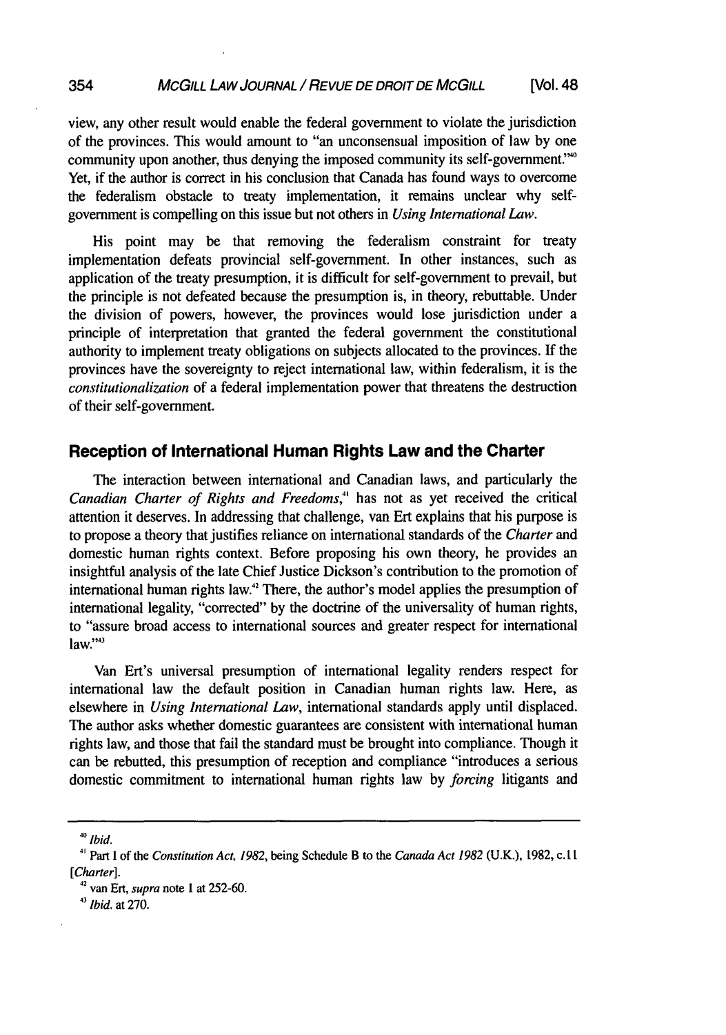view, any other result would enable the federal government to violate the jurisdiction of the provinces. This would amount to "an unconsensual imposition of law by one community upon another, thus denying the imposed community its self-government."[40] Yet, if the author is correct in his conclusion that Canada has found ways to overcome the federalism obstacle to treaty implementation, it remains unclear why self-government is compelling on this issue but not others in *Using International Law*.

His point may be that removing the federalism constraint for treaty implementation defeats provincial self-government. In other instances, such as application of the treaty presumption, it is difficult for self-government to prevail, but the principle is not defeated because the presumption is, in theory, rebuttable. Under the division of powers, however, the provinces would lose jurisdiction under a principle of interpretation that granted the federal government the constitutional authority to implement treaty obligations on subjects allocated to the provinces. If the provinces have the sovereignty to reject international law, within federalism, it is the *constitutionalization* of a federal implementation power that threatens the destruction of their self-government.

## Reception of International Human Rights Law and the Charter

The interaction between international and Canadian laws, and particularly the *Canadian Charter of Rights and Freedoms*,[41] has not as yet received the critical attention it deserves. In addressing that challenge, van Ert explains that his purpose is to propose a theory that justifies reliance on international standards of the *Charter* and domestic human rights context. Before proposing his own theory, he provides an insightful analysis of the late Chief Justice Dickson's contribution to the promotion of international human rights law.[42] There, the author's model applies the presumption of international legality, "corrected" by the doctrine of the universality of human rights, to "assure broad access to international sources and greater respect for international law."[43]

Van Ert's universal presumption of international legality renders respect for international law the default position in Canadian human rights law. Here, as elsewhere in *Using International Law*, international standards apply until displaced. The author asks whether domestic guarantees are consistent with international human rights law, and those that fail the standard must be brought into compliance. Though it can be rebutted, this presumption of reception and compliance "introduces a serious domestic commitment to international human rights law by *forcing* litigants and

---

[40] *Ibid.*

[41] Part I of the *Constitution Act, 1982*, being Schedule B to the *Canada Act 1982* (U.K.), 1982, c.11 [*Charter*].

[42] van Ert, *supra* note 1 at 252-60.

[43] *Ibid.* at 270.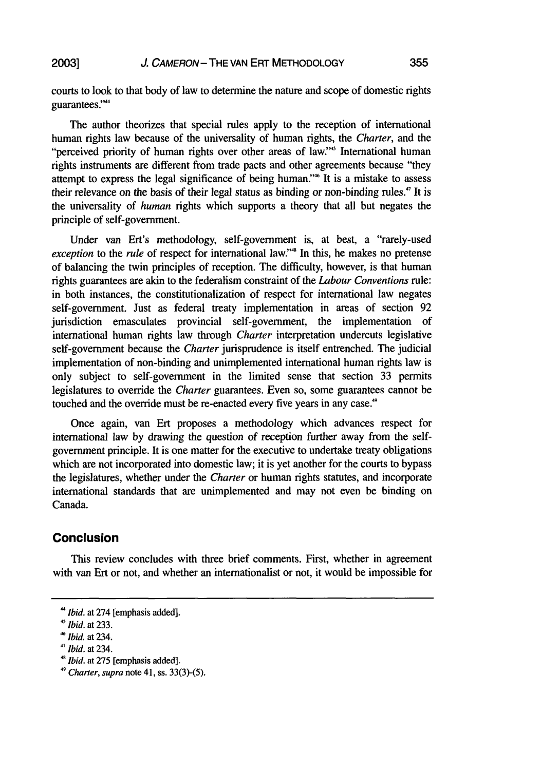courts to look to that body of law to determine the nature and scope of domestic rights guarantees."[44]

The author theorizes that special rules apply to the reception of international human rights law because of the universality of human rights, the *Charter*, and the "perceived priority of human rights over other areas of law."[45] International human rights instruments are different from trade pacts and other agreements because "they attempt to express the legal significance of being human."[46] It is a mistake to assess their relevance on the basis of their legal status as binding or non-binding rules.[47] It is the universality of *human* rights which supports a theory that all but negates the principle of self-government.

Under van Ert's methodology, self-government is, at best, a "rarely-used *exception* to the *rule* of respect for international law."[48] In this, he makes no pretense of balancing the twin principles of reception. The difficulty, however, is that human rights guarantees are akin to the federalism constraint of the *Labour Conventions* rule: in both instances, the constitutionalization of respect for international law negates self-government. Just as federal treaty implementation in areas of section 92 jurisdiction emasculates provincial self-government, the implementation of international human rights law through *Charter* interpretation undercuts legislative self-government because the *Charter* jurisprudence is itself entrenched. The judicial implementation of non-binding and unimplemented international human rights law is only subject to self-government in the limited sense that section 33 permits legislatures to override the *Charter* guarantees. Even so, some guarantees cannot be touched and the override must be re-enacted every five years in any case.[49]

Once again, van Ert proposes a methodology which advances respect for international law by drawing the question of reception further away from the self-government principle. It is one matter for the executive to undertake treaty obligations which are not incorporated into domestic law; it is yet another for the courts to bypass the legislatures, whether under the *Charter* or human rights statutes, and incorporate international standards that are unimplemented and may not even be binding on Canada.

## Conclusion

This review concludes with three brief comments. First, whether in agreement with van Ert or not, and whether an internationalist or not, it would be impossible for

---

[44] *Ibid.* at 274 [emphasis added].

[45] *Ibid.* at 233.

[46] *Ibid.* at 234.

[47] *Ibid.* at 234.

[48] *Ibid.* at 275 [emphasis added].

[49] *Charter*, *supra* note 41, ss. 33(3)-(5).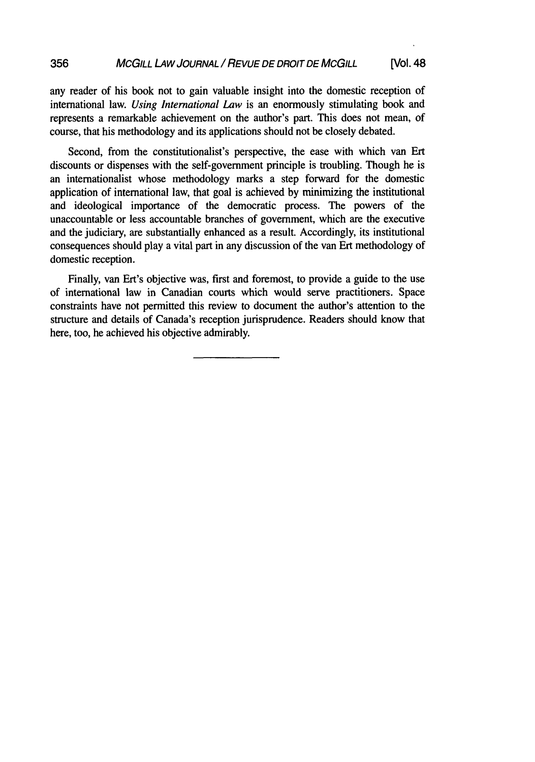any reader of his book not to gain valuable insight into the domestic reception of international law. *Using International Law* is an enormously stimulating book and represents a remarkable achievement on the author's part. This does not mean, of course, that his methodology and its applications should not be closely debated.

Second, from the constitutionalist's perspective, the ease with which van Ert discounts or dispenses with the self-government principle is troubling. Though he is an internationalist whose methodology marks a step forward for the domestic application of international law, that goal is achieved by minimizing the institutional and ideological importance of the democratic process. The powers of the unaccountable or less accountable branches of government, which are the executive and the judiciary, are substantially enhanced as a result. Accordingly, its institutional consequences should play a vital part in any discussion of the van Ert methodology of domestic reception.

Finally, van Ert's objective was, first and foremost, to provide a guide to the use of international law in Canadian courts which would serve practitioners. Space constraints have not permitted this review to document the author's attention to the structure and details of Canada's reception jurisprudence. Readers should know that here, too, he achieved his objective admirably.